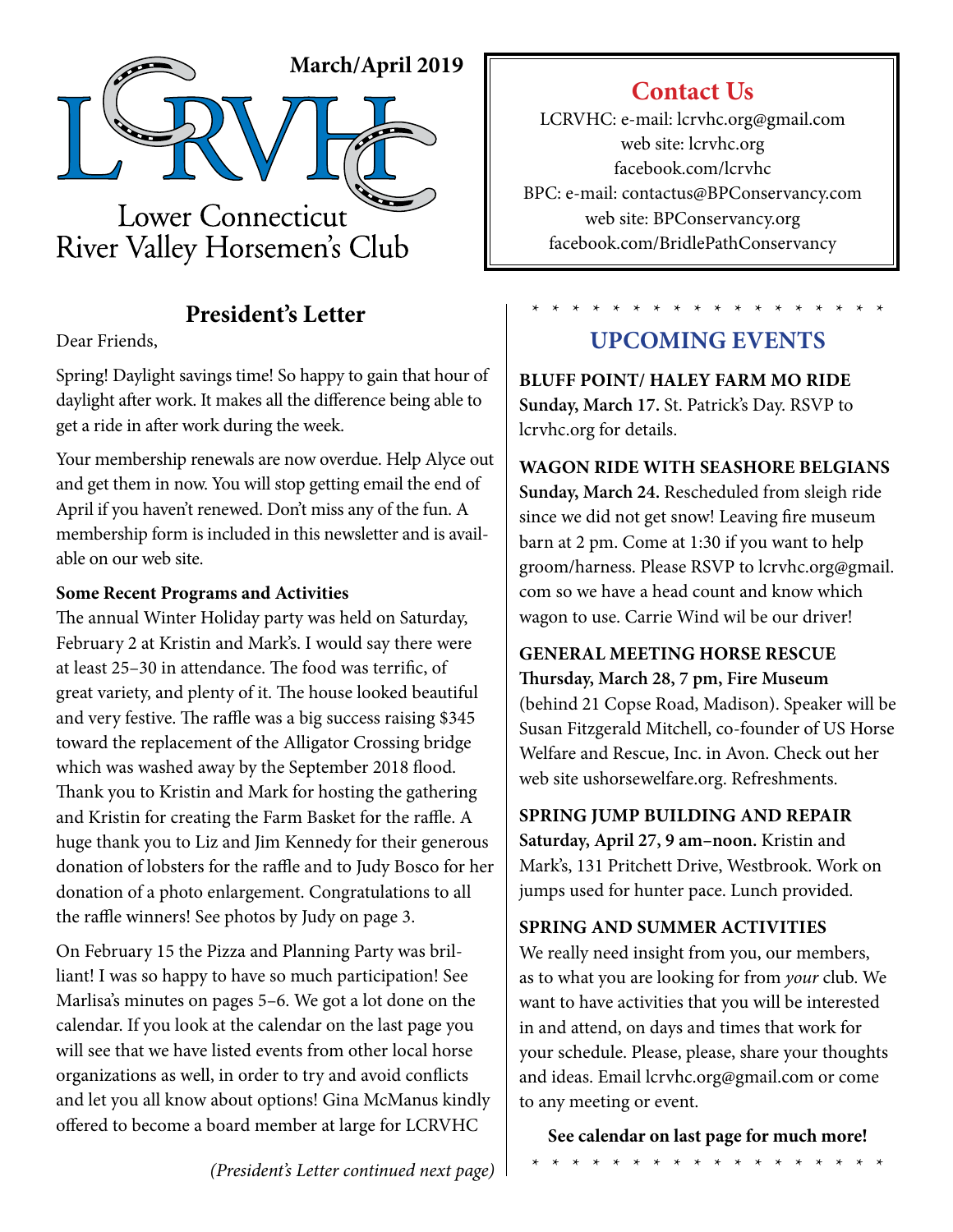March/April 2019

# LCRVHC

Lower Connecticut River Valley Horsemen's Club

## Contact Us

LCRVHC: e-mail: lcrvhc.org@gmail.com
web site: lcrvhc.org
facebook.com/lcrvhc
BPC: e-mail: contactus@BPConservancy.com
web site: BPConservancy.org
facebook.com/BridlePathConservancy

## President's Letter

Dear Friends,

Spring! Daylight savings time! So happy to gain that hour of daylight after work. It makes all the difference being able to get a ride in after work during the week.

Your membership renewals are now overdue. Help Alyce out and get them in now. You will stop getting email the end of April if you haven't renewed. Don't miss any of the fun. A membership form is included in this newsletter and is available on our web site.

**Some Recent Programs and Activities**

The annual Winter Holiday party was held on Saturday, February 2 at Kristin and Mark's. I would say there were at least 25–30 in attendance. The food was terrific, of great variety, and plenty of it. The house looked beautiful and very festive. The raffle was a big success raising $345 toward the replacement of the Alligator Crossing bridge which was washed away by the September 2018 flood. Thank you to Kristin and Mark for hosting the gathering and Kristin for creating the Farm Basket for the raffle. A huge thank you to Liz and Jim Kennedy for their generous donation of lobsters for the raffle and to Judy Bosco for her donation of a photo enlargement. Congratulations to all the raffle winners! See photos by Judy on page 3.

On February 15 the Pizza and Planning Party was brilliant! I was so happy to have so much participation! See Marlisa's minutes on pages 5–6. We got a lot done on the calendar. If you look at the calendar on the last page you will see that we have listed events from other local horse organizations as well, in order to try and avoid conflicts and let you all know about options! Gina McManus kindly offered to become a board member at large for LCRVHC

*(President's Letter continued next page)*

* * * * * * * * * * * * * * * * * * *

## UPCOMING EVENTS

**BLUFF POINT/ HALEY FARM MO RIDE**
**Sunday, March 17.** St. Patrick's Day. RSVP to lcrvhc.org for details.

**WAGON RIDE WITH SEASHORE BELGIANS**
**Sunday, March 24.** Rescheduled from sleigh ride since we did not get snow! Leaving fire museum barn at 2 pm. Come at 1:30 if you want to help groom/harness. Please RSVP to lcrvhc.org@gmail.com so we have a head count and know which wagon to use. Carrie Wind wil be our driver!

**GENERAL MEETING HORSE RESCUE**
**Thursday, March 28, 7 pm, Fire Museum** (behind 21 Copse Road, Madison). Speaker will be Susan Fitzgerald Mitchell, co-founder of US Horse Welfare and Rescue, Inc. in Avon. Check out her web site ushorsewelfare.org. Refreshments.

**SPRING JUMP BUILDING AND REPAIR**
**Saturday, April 27, 9 am–noon.** Kristin and Mark's, 131 Pritchett Drive, Westbrook. Work on jumps used for hunter pace. Lunch provided.

**SPRING AND SUMMER ACTIVITIES**
We really need insight from you, our members, as to what you are looking for from *your* club. We want to have activities that you will be interested in and attend, on days and times that work for your schedule. Please, please, share your thoughts and ideas. Email lcrvhc.org@gmail.com or come to any meeting or event.

**See calendar on last page for much more!**

* * * * * * * * * * * * * * * * * * *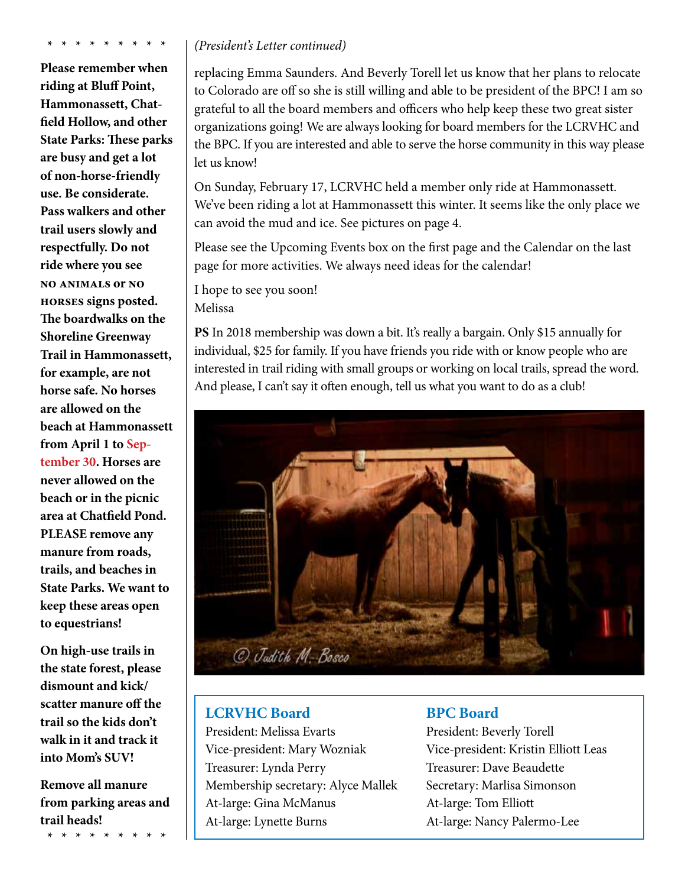\* \* \* \* \* \* \* \* \* \*

**Please remember when riding at Bluff Point, Hammonassett, Chatfield Hollow, and other State Parks: These parks are busy and get a lot of non-horse-friendly use. Be considerate. Pass walkers and other trail users slowly and respectfully. Do not ride where you see NO ANIMALS or NO HORSES signs posted. The boardwalks on the Shoreline Greenway Trail in Hammonassett, for example, are not horse safe. No horses are allowed on the beach at Hammonassett from April 1 to September 30. Horses are never allowed on the beach or in the picnic area at Chatfield Pond. PLEASE remove any manure from roads, trails, and beaches in State Parks. We want to keep these areas open to equestrians!**

**On high-use trails in the state forest, please dismount and kick/scatter manure off the trail so the kids don't walk in it and track it into Mom's SUV!**

**Remove all manure from parking areas and trail heads!**

\* \* \* \* \* \* \* \* \* \*

*(President's Letter continued)*

replacing Emma Saunders. And Beverly Torell let us know that her plans to relocate to Colorado are off so she is still willing and able to be president of the BPC! I am so grateful to all the board members and officers who help keep these two great sister organizations going! We are always looking for board members for the LCRVHC and the BPC. If you are interested and able to serve the horse community in this way please let us know!

On Sunday, February 17, LCRVHC held a member only ride at Hammonassett. We've been riding a lot at Hammonassett this winter. It seems like the only place we can avoid the mud and ice. See pictures on page 4.

Please see the Upcoming Events box on the first page and the Calendar on the last page for more activities. We always need ideas for the calendar!

I hope to see you soon!
Melissa

**PS** In 2018 membership was down a bit. It's really a bargain. Only $15 annually for individual, $25 for family. If you have friends you ride with or know people who are interested in trail riding with small groups or working on local trails, spread the word. And please, I can't say it often enough, tell us what you want to do as a club!

© Judith M. Bosco

### LCRVHC Board

President: Melissa Evarts
Vice-president: Mary Wozniak
Treasurer: Lynda Perry
Membership secretary: Alyce Mallek
At-large: Gina McManus
At-large: Lynette Burns

### BPC Board

President: Beverly Torell
Vice-president: Kristin Elliott Leas
Treasurer: Dave Beaudette
Secretary: Marlisa Simonson
At-large: Tom Elliott
At-large: Nancy Palermo-Lee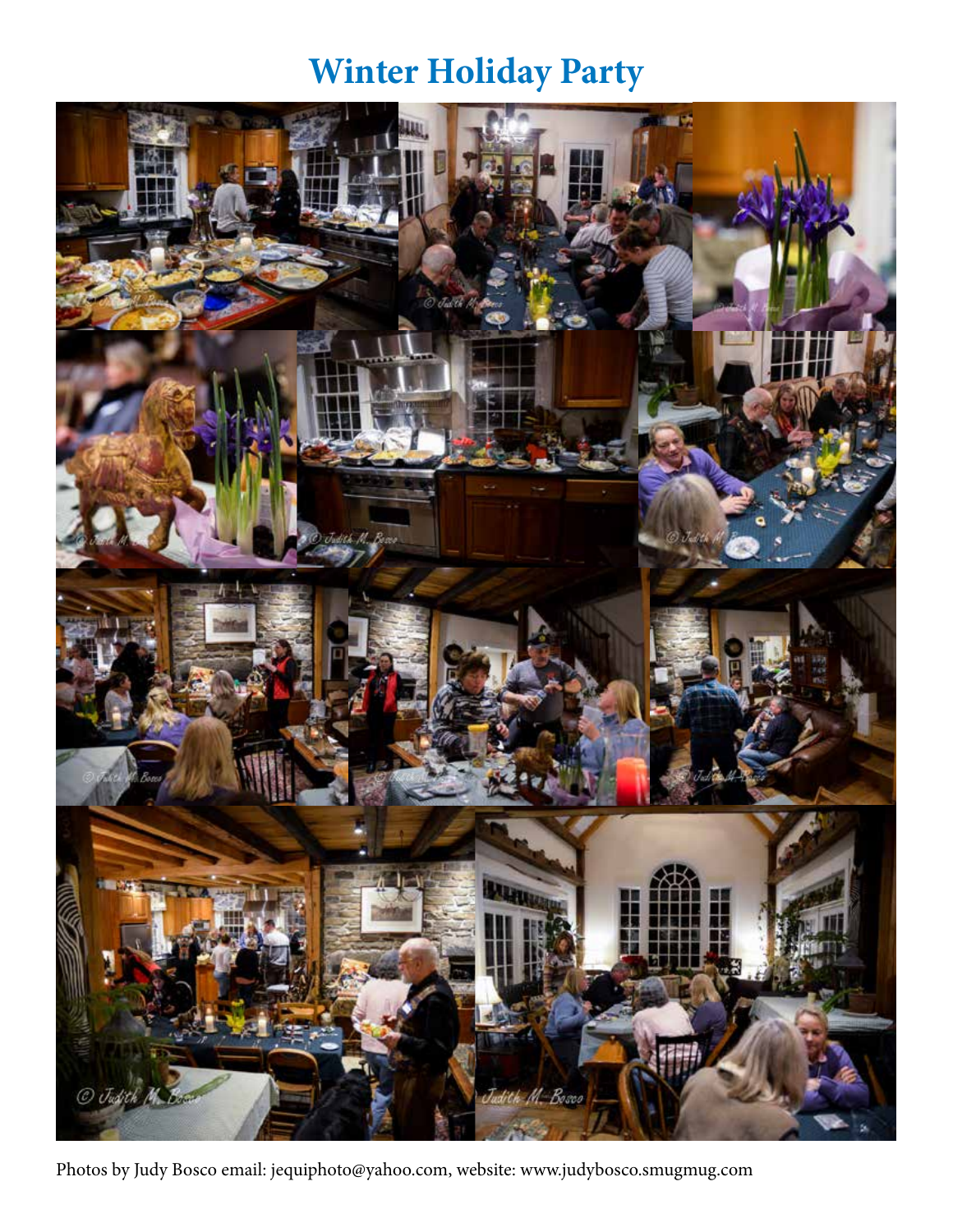# Winter Holiday Party

Photos by Judy Bosco email: jequiphoto@yahoo.com, website: www.judybosco.smugmug.com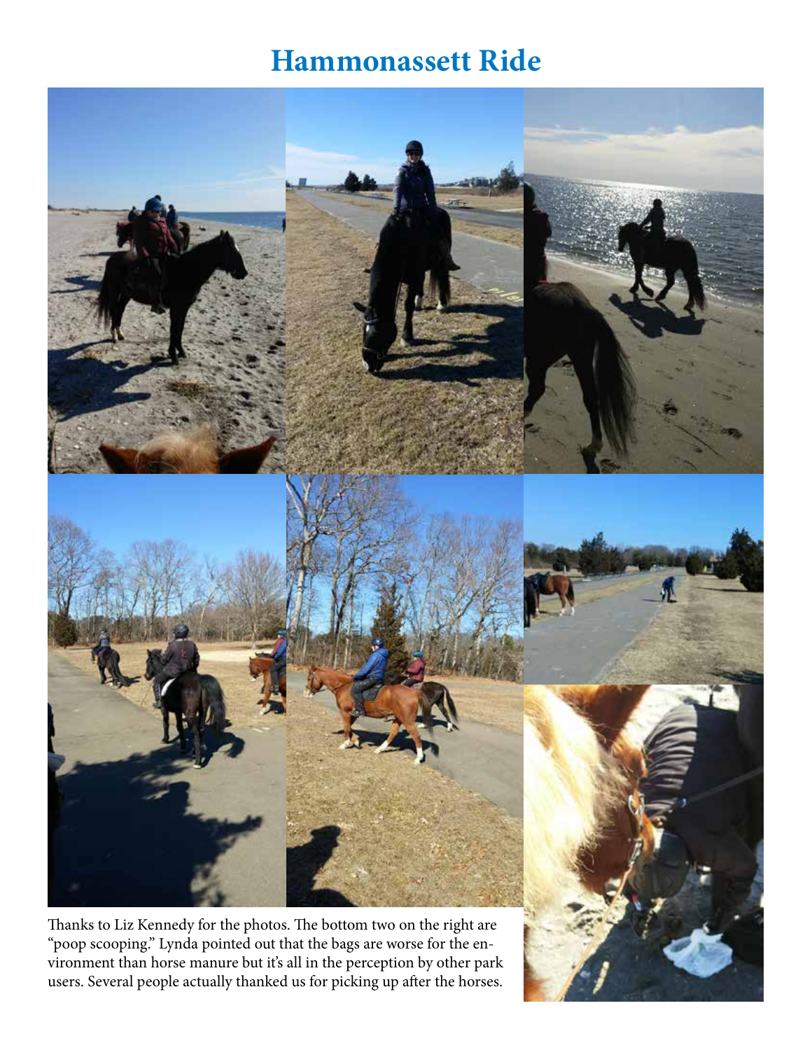# Hammonassett Ride

Thanks to Liz Kennedy for the photos. The bottom two on the right are "poop scooping." Lynda pointed out that the bags are worse for the environment than horse manure but it's all in the perception by other park users. Several people actually thanked us for picking up after the horses.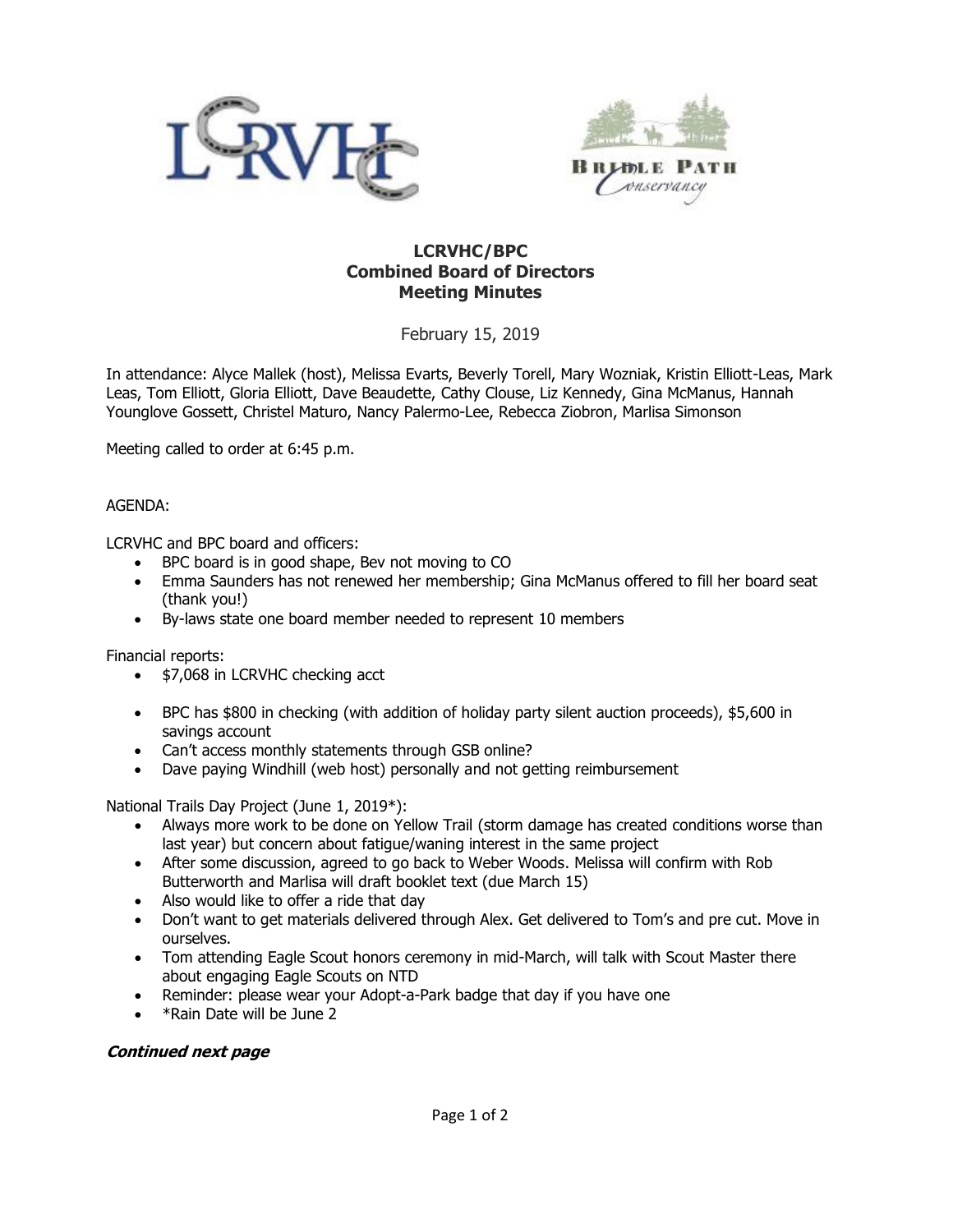# LCRVHC/BPC
## Combined Board of Directors
## Meeting Minutes

February 15, 2019

In attendance: Alyce Mallek (host), Melissa Evarts, Beverly Torell, Mary Wozniak, Kristin Elliott-Leas, Mark Leas, Tom Elliott, Gloria Elliott, Dave Beaudette, Cathy Clouse, Liz Kennedy, Gina McManus, Hannah Younglove Gossett, Christel Maturo, Nancy Palermo-Lee, Rebecca Ziobron, Marlisa Simonson

Meeting called to order at 6:45 p.m.

AGENDA:

LCRVHC and BPC board and officers:

- BPC board is in good shape, Bev not moving to CO
- Emma Saunders has not renewed her membership; Gina McManus offered to fill her board seat (thank you!)
- By-laws state one board member needed to represent 10 members

Financial reports:

- $7,068 in LCRVHC checking acct
- BPC has $800 in checking (with addition of holiday party silent auction proceeds), $5,600 in savings account
- Can't access monthly statements through GSB online?
- Dave paying Windhill (web host) personally and not getting reimbursement

National Trails Day Project (June 1, 2019*):

- Always more work to be done on Yellow Trail (storm damage has created conditions worse than last year) but concern about fatigue/waning interest in the same project
- After some discussion, agreed to go back to Weber Woods. Melissa will confirm with Rob Butterworth and Marlisa will draft booklet text (due March 15)
- Also would like to offer a ride that day
- Don't want to get materials delivered through Alex. Get delivered to Tom's and pre cut. Move in ourselves.
- Tom attending Eagle Scout honors ceremony in mid-March, will talk with Scout Master there about engaging Eagle Scouts on NTD
- Reminder: please wear your Adopt-a-Park badge that day if you have one
- *Rain Date will be June 2

***Continued next page***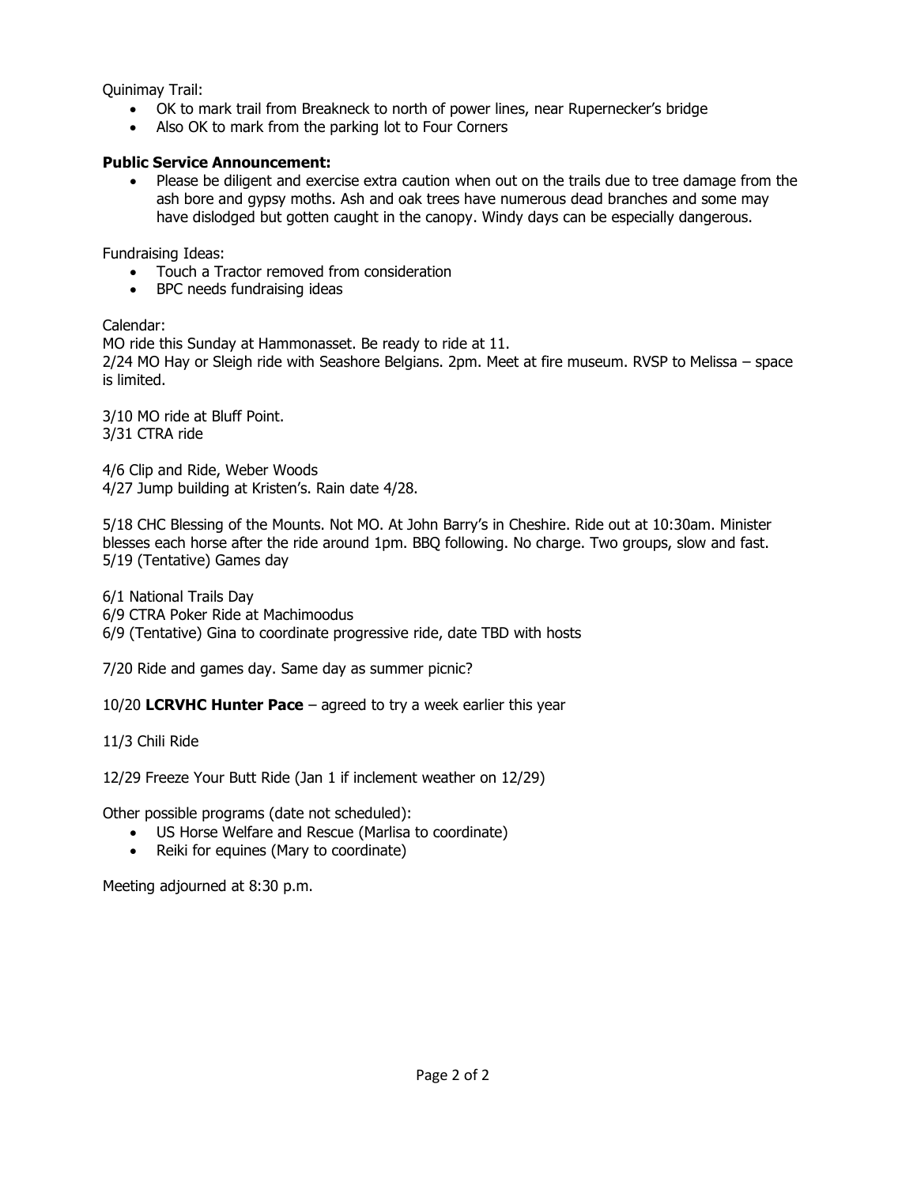Quinimay Trail:

- OK to mark trail from Breakneck to north of power lines, near Rupernecker's bridge
- Also OK to mark from the parking lot to Four Corners

**Public Service Announcement:**

- Please be diligent and exercise extra caution when out on the trails due to tree damage from the ash bore and gypsy moths. Ash and oak trees have numerous dead branches and some may have dislodged but gotten caught in the canopy. Windy days can be especially dangerous.

Fundraising Ideas:

- Touch a Tractor removed from consideration
- BPC needs fundraising ideas

Calendar:

MO ride this Sunday at Hammonasset. Be ready to ride at 11.
2/24 MO Hay or Sleigh ride with Seashore Belgians. 2pm. Meet at fire museum. RVSP to Melissa – space is limited.

3/10 MO ride at Bluff Point.
3/31 CTRA ride

4/6 Clip and Ride, Weber Woods
4/27 Jump building at Kristen's. Rain date 4/28.

5/18 CHC Blessing of the Mounts. Not MO. At John Barry's in Cheshire. Ride out at 10:30am. Minister blesses each horse after the ride around 1pm. BBQ following. No charge. Two groups, slow and fast.
5/19 (Tentative) Games day

6/1 National Trails Day
6/9 CTRA Poker Ride at Machimoodus
6/9 (Tentative) Gina to coordinate progressive ride, date TBD with hosts

7/20 Ride and games day. Same day as summer picnic?

10/20 **LCRVHC Hunter Pace** – agreed to try a week earlier this year

11/3 Chili Ride

12/29 Freeze Your Butt Ride (Jan 1 if inclement weather on 12/29)

Other possible programs (date not scheduled):

- US Horse Welfare and Rescue (Marlisa to coordinate)
- Reiki for equines (Mary to coordinate)

Meeting adjourned at 8:30 p.m.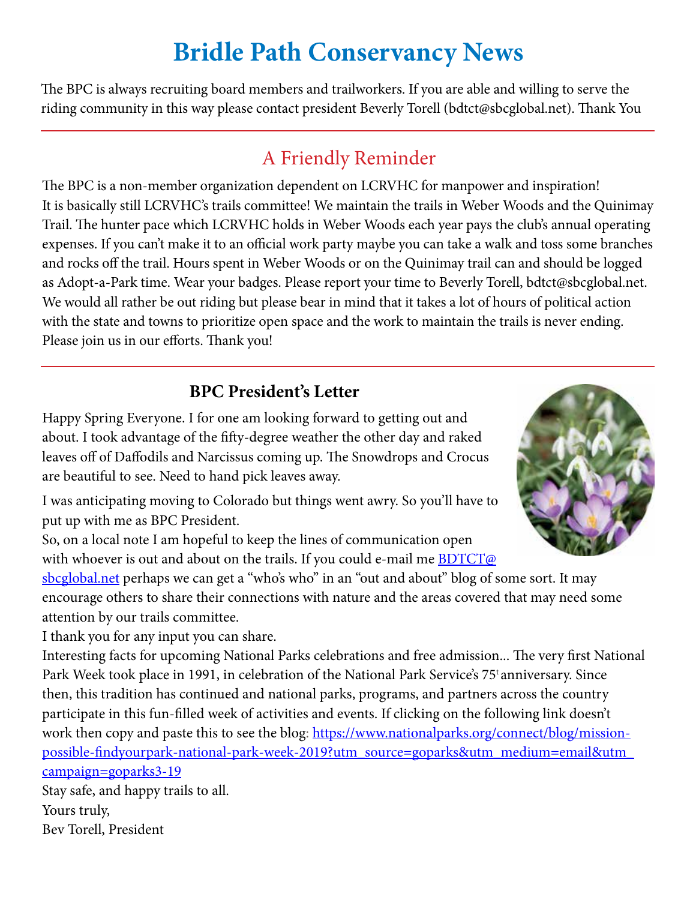# Bridle Path Conservancy News

The BPC is always recruiting board members and trailworkers. If you are able and willing to serve the riding community in this way please contact president Beverly Torell (bdtct@sbcglobal.net). Thank You

---

## A Friendly Reminder

The BPC is a non-member organization dependent on LCRVHC for manpower and inspiration! It is basically still LCRVHC's trails committee! We maintain the trails in Weber Woods and the Quinimay Trail. The hunter pace which LCRVHC holds in Weber Woods each year pays the club's annual operating expenses. If you can't make it to an official work party maybe you can take a walk and toss some branches and rocks off the trail. Hours spent in Weber Woods or on the Quinimay trail can and should be logged as Adopt-a-Park time. Wear your badges. Please report your time to Beverly Torell, bdtct@sbcglobal.net. We would all rather be out riding but please bear in mind that it takes a lot of hours of political action with the state and towns to prioritize open space and the work to maintain the trails is never ending. Please join us in our efforts. Thank you!

---

### BPC President's Letter

Happy Spring Everyone. I for one am looking forward to getting out and about. I took advantage of the fifty-degree weather the other day and raked leaves off of Daffodils and Narcissus coming up. The Snowdrops and Crocus are beautiful to see. Need to hand pick leaves away.

I was anticipating moving to Colorado but things went awry. So you'll have to put up with me as BPC President.

So, on a local note I am hopeful to keep the lines of communication open with whoever is out and about on the trails. If you could e-mail me BDTCT@sbcglobal.net perhaps we can get a "who's who" in an "out and about" blog of some sort. It may encourage others to share their connections with nature and the areas covered that may need some attention by our trails committee.

I thank you for any input you can share.

Interesting facts for upcoming National Parks celebrations and free admission... The very first National Park Week took place in 1991, in celebration of the National Park Service's 75t anniversary. Since then, this tradition has continued and national parks, programs, and partners across the country participate in this fun-filled week of activities and events. If clicking on the following link doesn't work then copy and paste this to see the blog: https://www.nationalparks.org/connect/blog/mission-possible-findyourpark-national-park-week-2019?utm_source=goparks&utm_medium=email&utm_campaign=goparks3-19

Stay safe, and happy trails to all.

Yours truly,

Bev Torell, President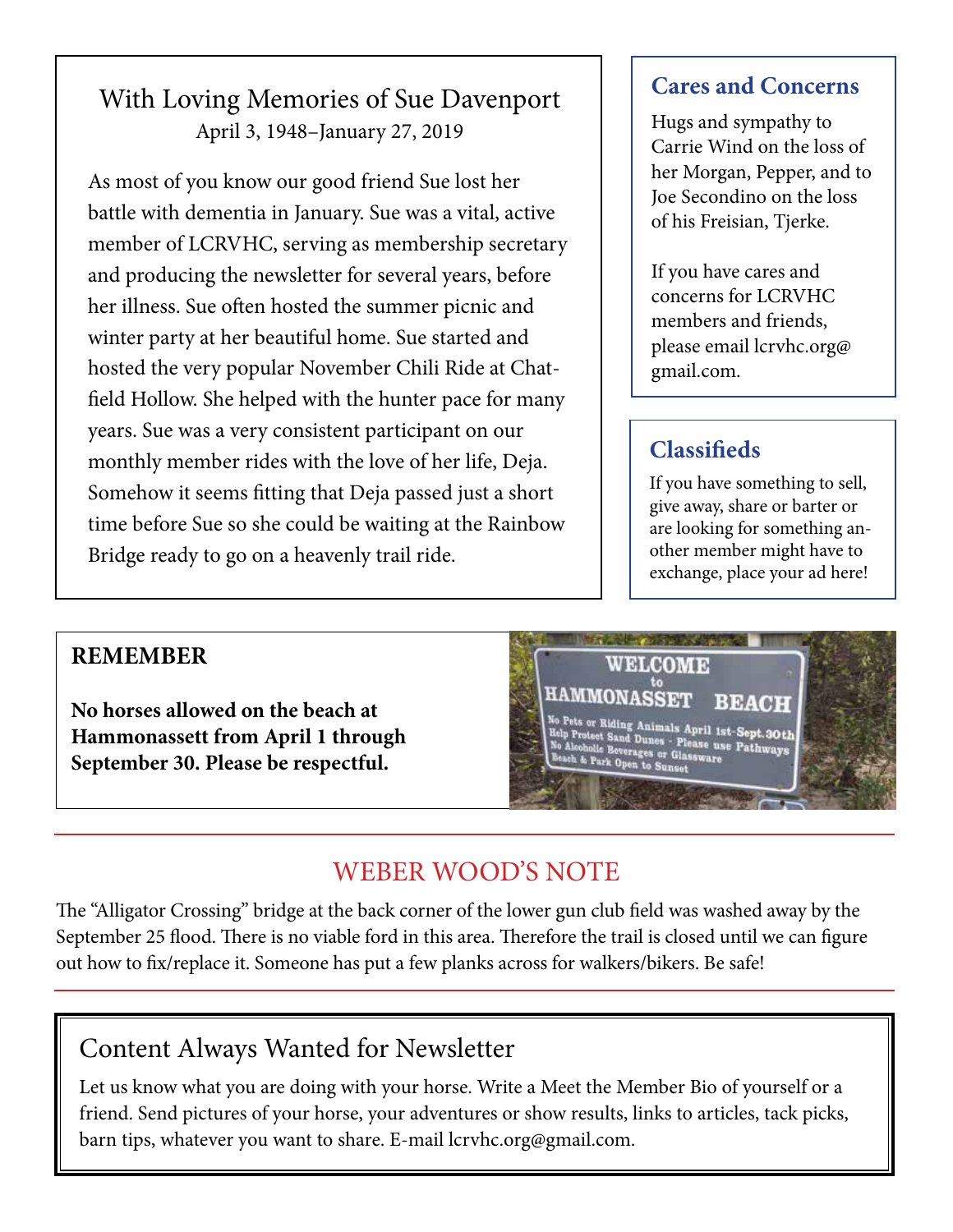## With Loving Memories of Sue Davenport

April 3, 1948–January 27, 2019

As most of you know our good friend Sue lost her battle with dementia in January. Sue was a vital, active member of LCRVHC, serving as membership secretary and producing the newsletter for several years, before her illness. Sue often hosted the summer picnic and winter party at her beautiful home. Sue started and hosted the very popular November Chili Ride at Chatfield Hollow. She helped with the hunter pace for many years. Sue was a very consistent participant on our monthly member rides with the love of her life, Deja. Somehow it seems fitting that Deja passed just a short time before Sue so she could be waiting at the Rainbow Bridge ready to go on a heavenly trail ride.

## Cares and Concerns

Hugs and sympathy to Carrie Wind on the loss of her Morgan, Pepper, and to Joe Secondino on the loss of his Freisian, Tjerke.

If you have cares and concerns for LCRVHC members and friends, please email lcrvhc.org@gmail.com.

## Classifieds

If you have something to sell, give away, share or barter or are looking for something another member might have to exchange, place your ad here!

## REMEMBER

**No horses allowed on the beach at Hammonassett from April 1 through September 30. Please be respectful.**

## WEBER WOOD'S NOTE

The "Alligator Crossing" bridge at the back corner of the lower gun club field was washed away by the September 25 flood. There is no viable ford in this area. Therefore the trail is closed until we can figure out how to fix/replace it. Someone has put a few planks across for walkers/bikers. Be safe!

## Content Always Wanted for Newsletter

Let us know what you are doing with your horse. Write a Meet the Member Bio of yourself or a friend. Send pictures of your horse, your adventures or show results, links to articles, tack picks, barn tips, whatever you want to share. E-mail lcrvhc.org@gmail.com.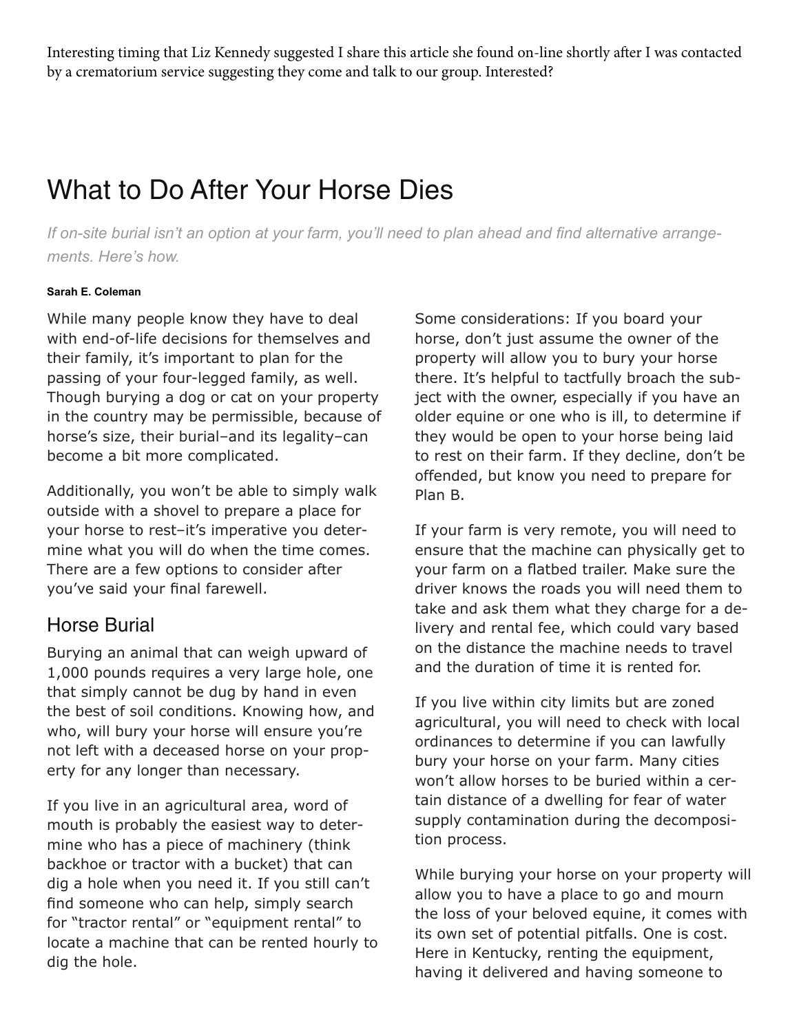Interesting timing that Liz Kennedy suggested I share this article she found on-line shortly after I was contacted by a crematorium service suggesting they come and talk to our group. Interested?

# What to Do After Your Horse Dies

*If on-site burial isn't an option at your farm, you'll need to plan ahead and find alternative arrangements. Here's how.*

**Sarah E. Coleman**

While many people know they have to deal with end-of-life decisions for themselves and their family, it's important to plan for the passing of your four-legged family, as well. Though burying a dog or cat on your property in the country may be permissible, because of horse's size, their burial–and its legality–can become a bit more complicated.

Additionally, you won't be able to simply walk outside with a shovel to prepare a place for your horse to rest–it's imperative you determine what you will do when the time comes. There are a few options to consider after you've said your final farewell.

## Horse Burial

Burying an animal that can weigh upward of 1,000 pounds requires a very large hole, one that simply cannot be dug by hand in even the best of soil conditions. Knowing how, and who, will bury your horse will ensure you're not left with a deceased horse on your property for any longer than necessary.

If you live in an agricultural area, word of mouth is probably the easiest way to determine who has a piece of machinery (think backhoe or tractor with a bucket) that can dig a hole when you need it. If you still can't find someone who can help, simply search for "tractor rental" or "equipment rental" to locate a machine that can be rented hourly to dig the hole.

Some considerations: If you board your horse, don't just assume the owner of the property will allow you to bury your horse there. It's helpful to tactfully broach the subject with the owner, especially if you have an older equine or one who is ill, to determine if they would be open to your horse being laid to rest on their farm. If they decline, don't be offended, but know you need to prepare for Plan B.

If your farm is very remote, you will need to ensure that the machine can physically get to your farm on a flatbed trailer. Make sure the driver knows the roads you will need them to take and ask them what they charge for a delivery and rental fee, which could vary based on the distance the machine needs to travel and the duration of time it is rented for.

If you live within city limits but are zoned agricultural, you will need to check with local ordinances to determine if you can lawfully bury your horse on your farm. Many cities won't allow horses to be buried within a certain distance of a dwelling for fear of water supply contamination during the decomposition process.

While burying your horse on your property will allow you to have a place to go and mourn the loss of your beloved equine, it comes with its own set of potential pitfalls. One is cost. Here in Kentucky, renting the equipment, having it delivered and having someone to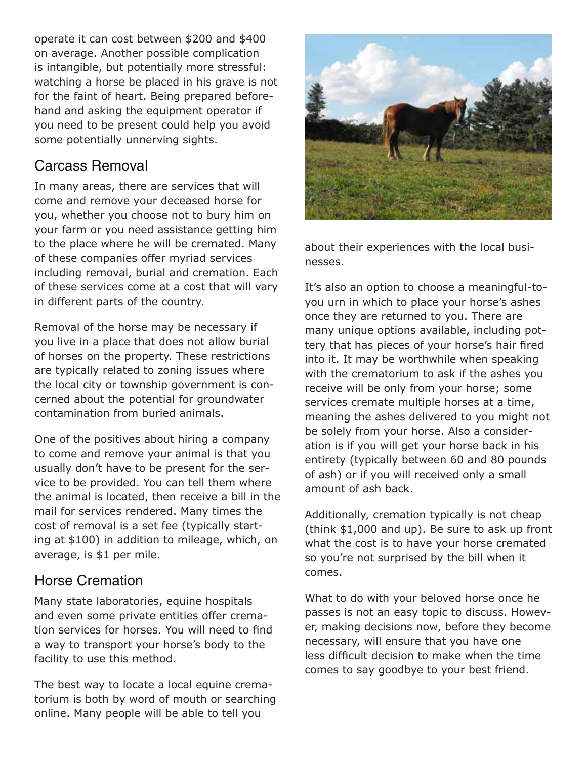operate it can cost between $200 and $400 on average. Another possible complication is intangible, but potentially more stressful: watching a horse be placed in his grave is not for the faint of heart. Being prepared beforehand and asking the equipment operator if you need to be present could help you avoid some potentially unnerving sights.

## Carcass Removal

In many areas, there are services that will come and remove your deceased horse for you, whether you choose not to bury him on your farm or you need assistance getting him to the place where he will be cremated. Many of these companies offer myriad services including removal, burial and cremation. Each of these services come at a cost that will vary in different parts of the country.

Removal of the horse may be necessary if you live in a place that does not allow burial of horses on the property. These restrictions are typically related to zoning issues where the local city or township government is concerned about the potential for groundwater contamination from buried animals.

One of the positives about hiring a company to come and remove your animal is that you usually don't have to be present for the service to be provided. You can tell them where the animal is located, then receive a bill in the mail for services rendered. Many times the cost of removal is a set fee (typically starting at $100) in addition to mileage, which, on average, is $1 per mile.

## Horse Cremation

Many state laboratories, equine hospitals and even some private entities offer cremation services for horses. You will need to find a way to transport your horse's body to the facility to use this method.

The best way to locate a local equine crematorium is both by word of mouth or searching online. Many people will be able to tell you about their experiences with the local businesses.

It's also an option to choose a meaningful-to-you urn in which to place your horse's ashes once they are returned to you. There are many unique options available, including pottery that has pieces of your horse's hair fired into it. It may be worthwhile when speaking with the crematorium to ask if the ashes you receive will be only from your horse; some services cremate multiple horses at a time, meaning the ashes delivered to you might not be solely from your horse. Also a consideration is if you will get your horse back in his entirety (typically between 60 and 80 pounds of ash) or if you will received only a small amount of ash back.

Additionally, cremation typically is not cheap (think $1,000 and up). Be sure to ask up front what the cost is to have your horse cremated so you're not surprised by the bill when it comes.

What to do with your beloved horse once he passes is not an easy topic to discuss. However, making decisions now, before they become necessary, will ensure that you have one less difficult decision to make when the time comes to say goodbye to your best friend.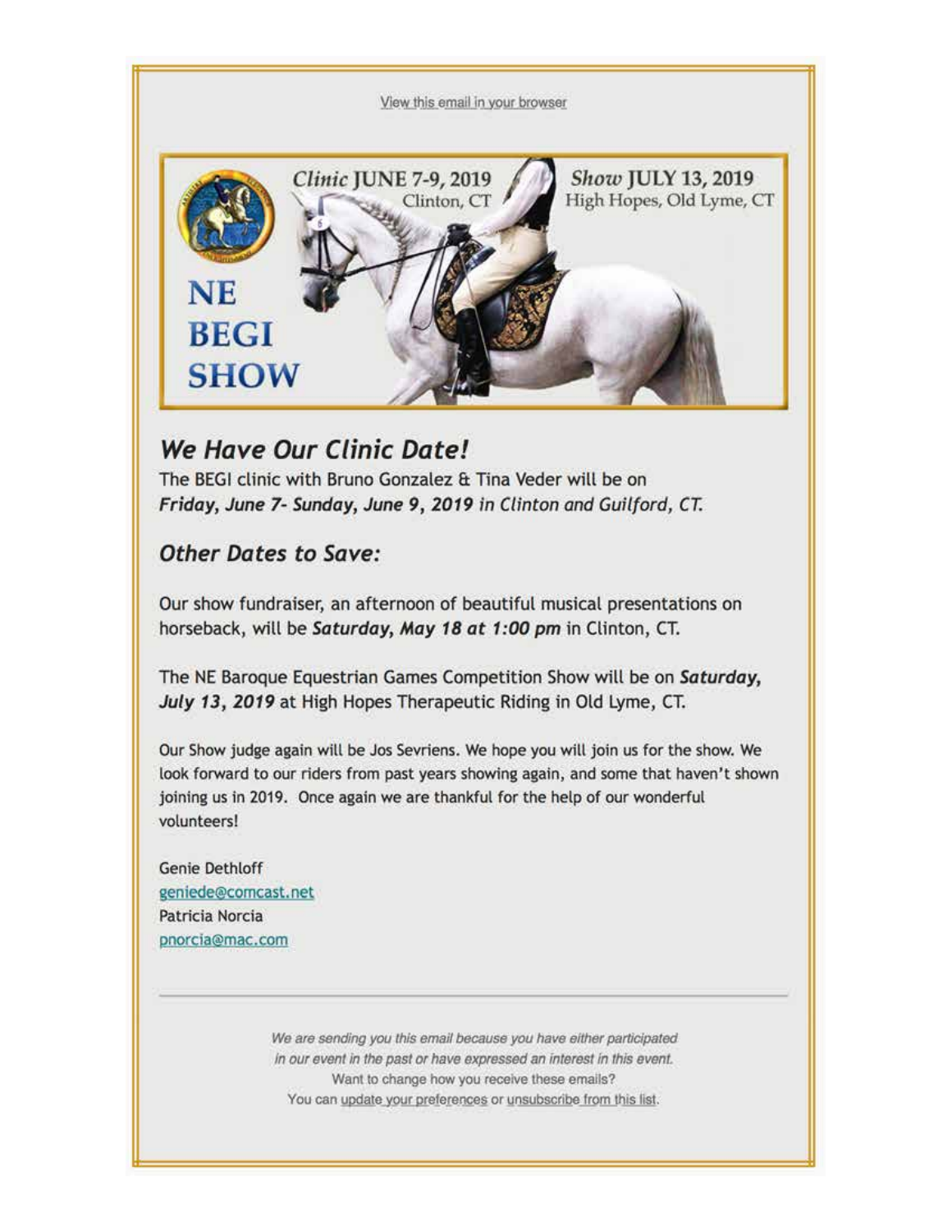View this email in your browser

*Clinic* JUNE 7-9, 2019
Clinton, CT

*Show* JULY 13, 2019
High Hopes, Old Lyme, CT

**NE BEGI SHOW**

## *We Have Our Clinic Date!*

The BEGI clinic with Bruno Gonzalez & Tina Veder will be on ***Friday, June 7- Sunday, June 9, 2019*** *in Clinton and Guilford, CT.*

## *Other Dates to Save:*

Our show fundraiser, an afternoon of beautiful musical presentations on horseback, will be ***Saturday, May 18 at 1:00 pm*** in Clinton, CT.

The NE Baroque Equestrian Games Competition Show will be on ***Saturday, July 13, 2019*** at High Hopes Therapeutic Riding in Old Lyme, CT.

Our Show judge again will be Jos Sevriens. We hope you will join us for the show. We look forward to our riders from past years showing again, and some that haven't shown joining us in 2019. Once again we are thankful for the help of our wonderful volunteers!

Genie Dethloff
geniede@comcast.net
Patricia Norcia
pnorcia@mac.com

---

*We are sending you this email because you have either participated in our event in the past or have expressed an interest in this event.*
Want to change how you receive these emails?
You can update your preferences or unsubscribe from this list.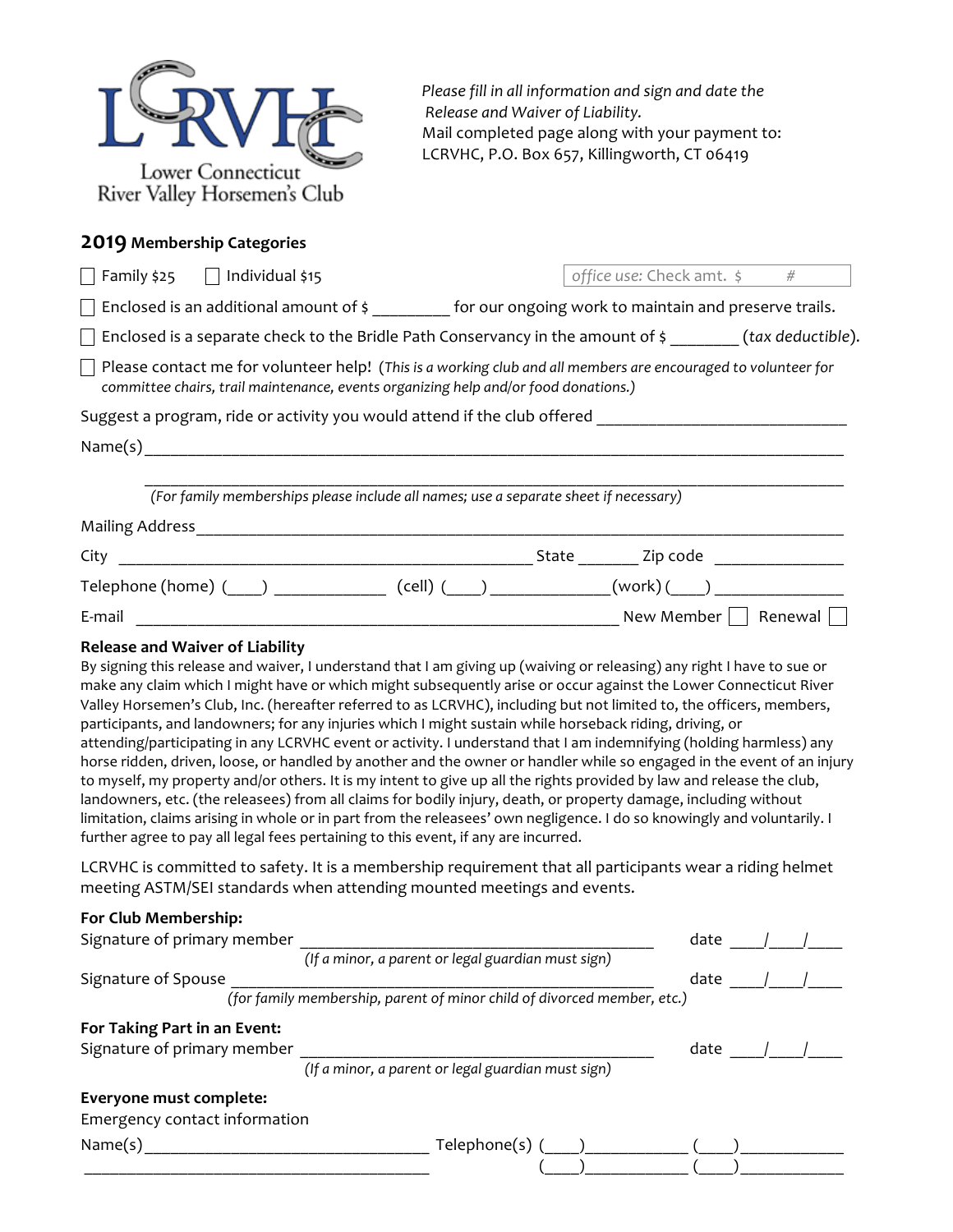LCRVHC

Lower Connecticut River Valley Horsemen's Club

*Please fill in all information and sign and date the Release and Waiver of Liability.*
Mail completed page along with your payment to:
LCRVHC, P.O. Box 657, Killingworth, CT 06419

## 2019 Membership Categories

☐ Family $25 ☐ Individual $15 *office use:* Check amt. $ #

☐ Enclosed is an additional amount of $ _________ for our ongoing work to maintain and preserve trails.

☐ Enclosed is a separate check to the Bridle Path Conservancy in the amount of $ ________ (*tax deductible*).

☐ Please contact me for volunteer help! (*This is a working club and all members are encouraged to volunteer for committee chairs, trail maintenance, events organizing help and/or food donations.)*

Suggest a program, ride or activity you would attend if the club offered ____________________________

Name(s)_______________________________________________________________________________

_______________________________________________________________________________

*(For family memberships please include all names; use a separate sheet if necessary)*

Mailing Address_________________________________________________________________________

City ______________________________________________ State _______ Zip code _______________

Telephone (home) (____) _____________ (cell) (____) ______________(work) (____) _______________

E-mail _______________________________________________________ New Member ☐ Renewal ☐

**Release and Waiver of Liability**

By signing this release and waiver, I understand that I am giving up (waiving or releasing) any right I have to sue or make any claim which I might have or which might subsequently arise or occur against the Lower Connecticut River Valley Horsemen's Club, Inc. (hereafter referred to as LCRVHC), including but not limited to, the officers, members, participants, and landowners; for any injuries which I might sustain while horseback riding, driving, or attending/participating in any LCRVHC event or activity. I understand that I am indemnifying (holding harmless) any horse ridden, driven, loose, or handled by another and the owner or handler while so engaged in the event of an injury to myself, my property and/or others. It is my intent to give up all the rights provided by law and release the club, landowners, etc. (the releasees) from all claims for bodily injury, death, or property damage, including without limitation, claims arising in whole or in part from the releasees' own negligence. I do so knowingly and voluntarily. I further agree to pay all legal fees pertaining to this event, if any are incurred.

LCRVHC is committed to safety. It is a membership requirement that all participants wear a riding helmet meeting ASTM/SEI standards when attending mounted meetings and events.

**For Club Membership:**

Signature of primary member ________________________________________ date ____/____/____
*(If a minor, a parent or legal guardian must sign)*

Signature of Spouse ________________________________________________ date ____/____/____
*(for family membership, parent of minor child of divorced member, etc.)*

**For Taking Part in an Event:**

Signature of primary member ________________________________________ date ____/____/____
*(If a minor, a parent or legal guardian must sign)*

**Everyone must complete:**

Emergency contact information

Name(s)________________________________ Telephone(s) (____)___________ (____)___________

________________________________________ (____)___________ (____)___________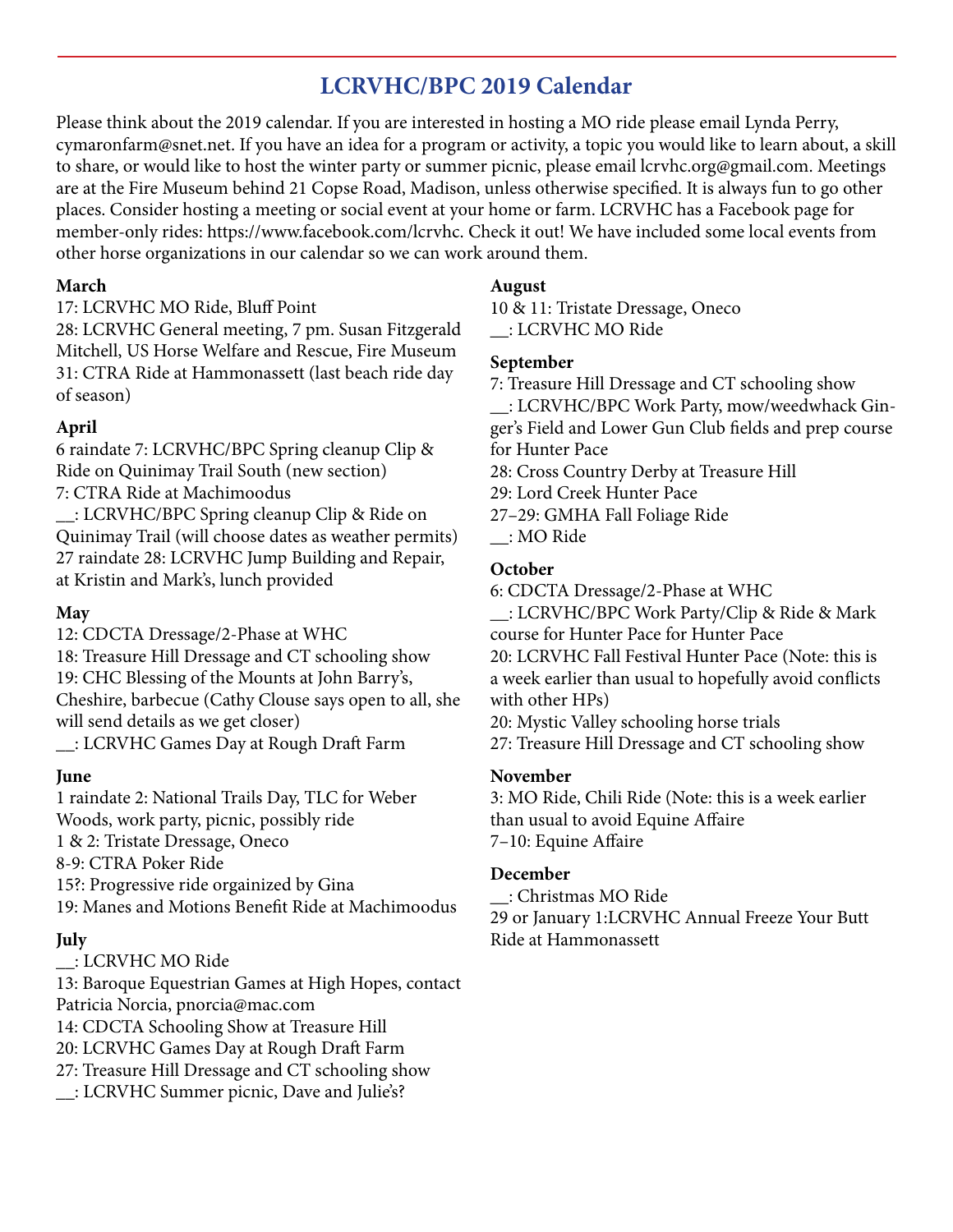## LCRVHC/BPC 2019 Calendar

Please think about the 2019 calendar. If you are interested in hosting a MO ride please email Lynda Perry, cymaronfarm@snet.net. If you have an idea for a program or activity, a topic you would like to learn about, a skill to share, or would like to host the winter party or summer picnic, please email lcrvhc.org@gmail.com. Meetings are at the Fire Museum behind 21 Copse Road, Madison, unless otherwise specified. It is always fun to go other places. Consider hosting a meeting or social event at your home or farm. LCRVHC has a Facebook page for member-only rides: https://www.facebook.com/lcrvhc. Check it out! We have included some local events from other horse organizations in our calendar so we can work around them.

**March**

17: LCRVHC MO Ride, Bluff Point
28: LCRVHC General meeting, 7 pm. Susan Fitzgerald Mitchell, US Horse Welfare and Rescue, Fire Museum
31: CTRA Ride at Hammonassett (last beach ride day of season)

**April**

6 raindate 7: LCRVHC/BPC Spring cleanup Clip & Ride on Quinimay Trail South (new section)
7: CTRA Ride at Machimoodus
__: LCRVHC/BPC Spring cleanup Clip & Ride on Quinimay Trail (will choose dates as weather permits)
27 raindate 28: LCRVHC Jump Building and Repair, at Kristin and Mark's, lunch provided

**May**

12: CDCTA Dressage/2-Phase at WHC
18: Treasure Hill Dressage and CT schooling show
19: CHC Blessing of the Mounts at John Barry's, Cheshire, barbecue (Cathy Clouse says open to all, she will send details as we get closer)
__: LCRVHC Games Day at Rough Draft Farm

**June**

1 raindate 2: National Trails Day, TLC for Weber Woods, work party, picnic, possibly ride
1 & 2: Tristate Dressage, Oneco
8-9: CTRA Poker Ride
15?: Progressive ride orgainized by Gina
19: Manes and Motions Benefit Ride at Machimoodus

**July**

__: LCRVHC MO Ride
13: Baroque Equestrian Games at High Hopes, contact Patricia Norcia, pnorcia@mac.com
14: CDCTA Schooling Show at Treasure Hill
20: LCRVHC Games Day at Rough Draft Farm
27: Treasure Hill Dressage and CT schooling show
__: LCRVHC Summer picnic, Dave and Julie's?

**August**

10 & 11: Tristate Dressage, Oneco
__: LCRVHC MO Ride

**September**

7: Treasure Hill Dressage and CT schooling show
__: LCRVHC/BPC Work Party, mow/weedwhack Ginger's Field and Lower Gun Club fields and prep course for Hunter Pace
28: Cross Country Derby at Treasure Hill
29: Lord Creek Hunter Pace
27–29: GMHA Fall Foliage Ride
__: MO Ride

**October**

6: CDCTA Dressage/2-Phase at WHC
__: LCRVHC/BPC Work Party/Clip & Ride & Mark course for Hunter Pace for Hunter Pace
20: LCRVHC Fall Festival Hunter Pace (Note: this is a week earlier than usual to hopefully avoid conflicts with other HPs)
20: Mystic Valley schooling horse trials
27: Treasure Hill Dressage and CT schooling show

**November**

3: MO Ride, Chili Ride (Note: this is a week earlier than usual to avoid Equine Affaire
7–10: Equine Affaire

**December**

__: Christmas MO Ride
29 or January 1:LCRVHC Annual Freeze Your Butt Ride at Hammonassett